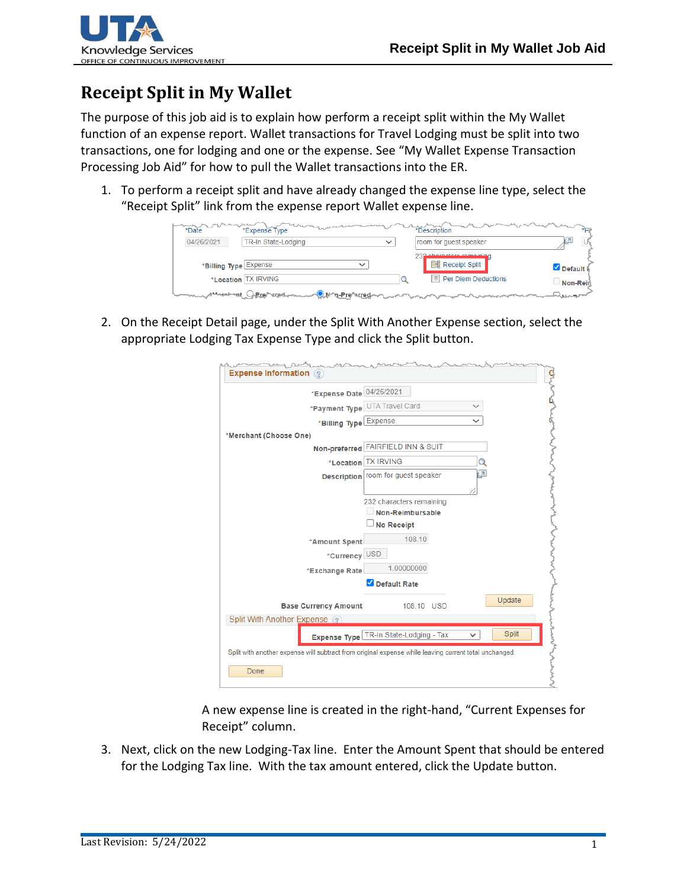# Receipt Split in My Wallet

The purpose of this job aid is to explain how perform a receipt split within the My Wallet function of an expense report. Wallet transactions for Travel Lodging must be split into two transactions, one for lodging and one or the expense. See "My Wallet Expense Transaction Processing Job Aid" for how to pull the Wallet transactions into the ER.

1. To perform a receipt split and have already changed the expense line type, select the "Receipt Split" link from the expense report Wallet expense line.

2. On the Receipt Detail page, under the Split With Another Expense section, select the appropriate Lodging Tax Expense Type and click the Split button.

   A new expense line is created in the right-hand, "Current Expenses for Receipt" column.

3. Next, click on the new Lodging-Tax line. Enter the Amount Spent that should be entered for the Lodging Tax line. With the tax amount entered, click the Update button.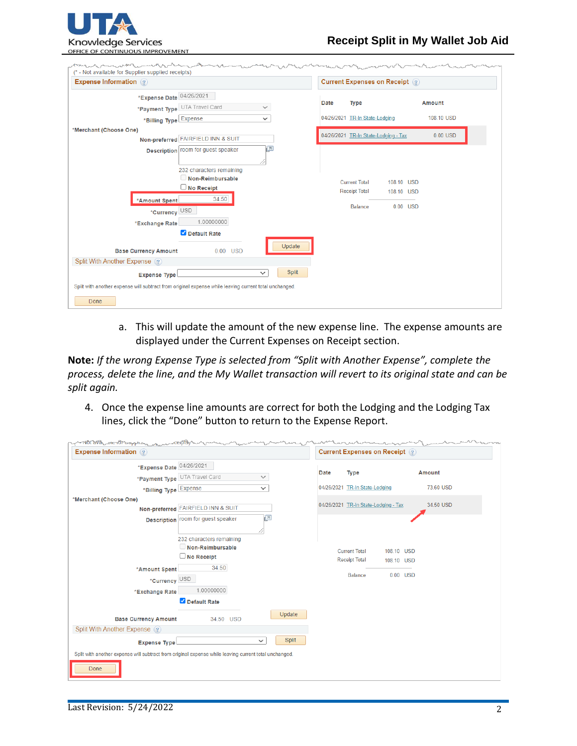a. This will update the amount of the new expense line. The expense amounts are displayed under the Current Expenses on Receipt section.

**Note:** *If the wrong Expense Type is selected from "Split with Another Expense", complete the process, delete the line, and the My Wallet transaction will revert to its original state and can be split again.*

4. Once the expense line amounts are correct for both the Lodging and the Lodging Tax lines, click the "Done" button to return to the Expense Report.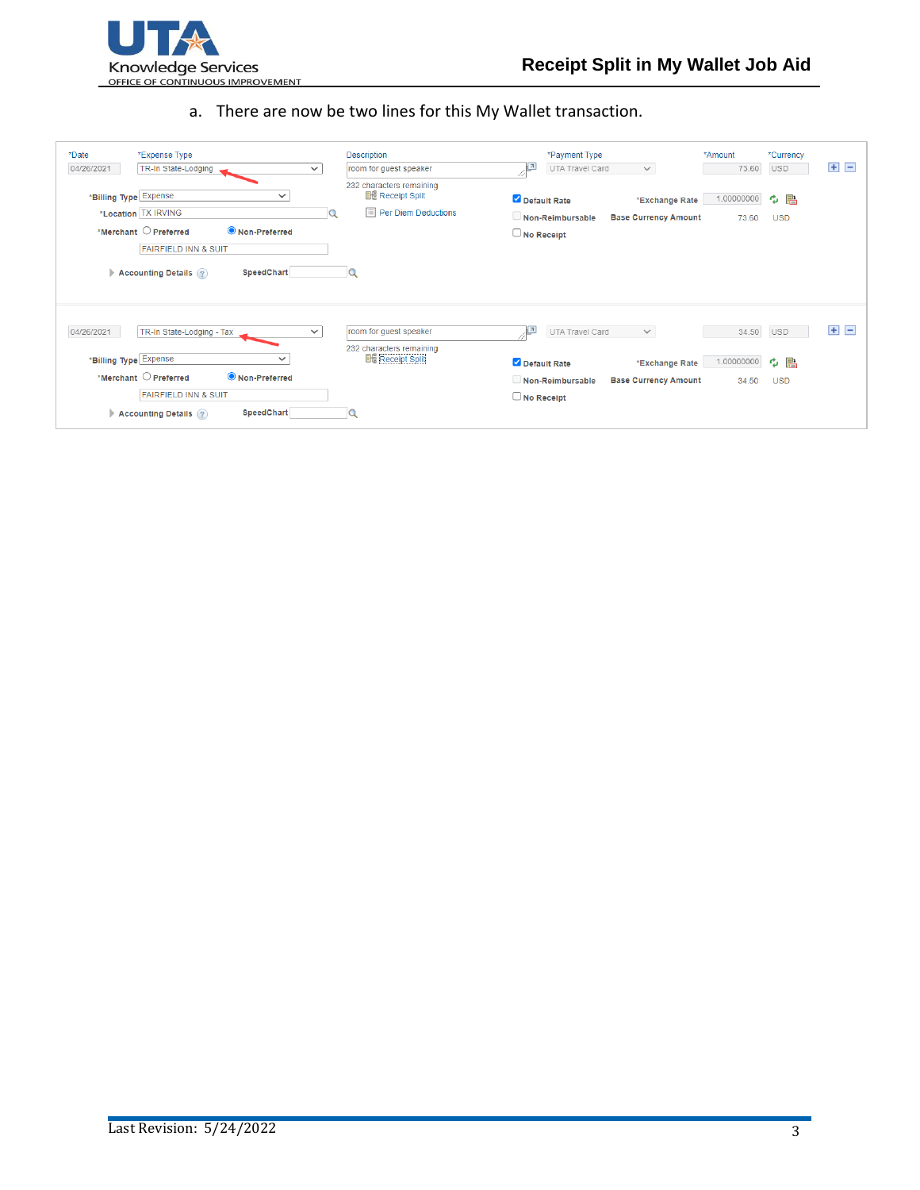a. There are now be two lines for this My Wallet transaction.

*Date
04/26/2021
*Expense Type
TR-In State-Lodging
Description
room for guest speaker
232 characters remaining
Receipt Split
Per Diem Deductions
*Payment Type
UTA Travel Card
*Amount
73.60
*Currency
USD
*Billing Type Expense
*Location TX IRVING
*Merchant Preferred Non-Preferred
FAIRFIELD INN & SUIT
Default Rate
Non-Reimbursable
No Receipt
*Exchange Rate 1.00000000
Base Currency Amount 73.60 USD
Accounting Details
SpeedChart

04/26/2021
TR-In State-Lodging - Tax
room for guest speaker
232 characters remaining
Receipt Split
UTA Travel Card
34.50
USD
*Billing Type Expense
*Merchant Preferred Non-Preferred
FAIRFIELD INN & SUIT
Default Rate
Non-Reimbursable
No Receipt
*Exchange Rate 1.00000000
Base Currency Amount 34.50 USD
Accounting Details
SpeedChart